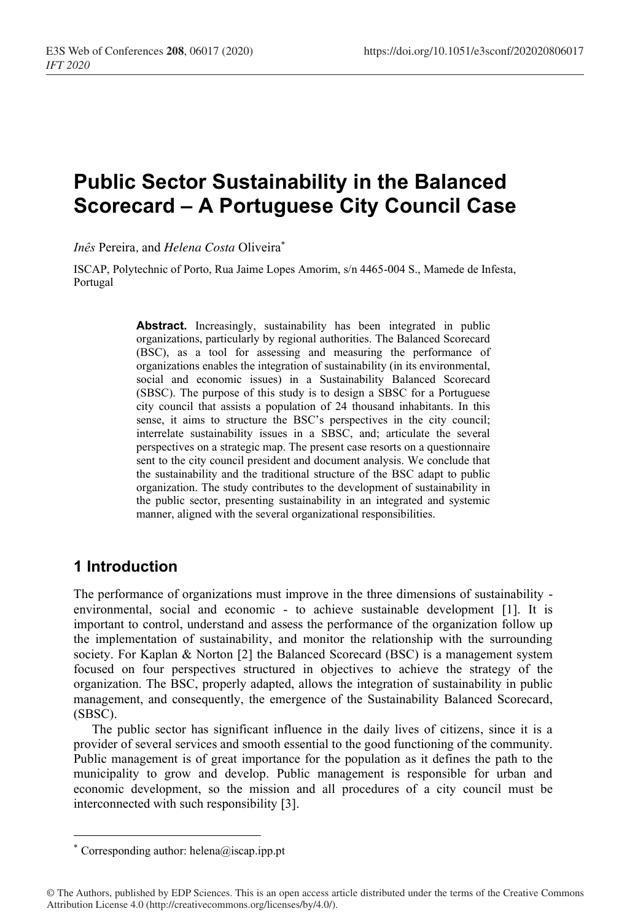# Public Sector Sustainability in the Balanced Scorecard – A Portuguese City Council Case

*Inês* Pereira, and *Helena Costa* Oliveira*

ISCAP, Polytechnic of Porto, Rua Jaime Lopes Amorim, s/n 4465-004 S., Mamede de Infesta, Portugal

**Abstract.** Increasingly, sustainability has been integrated in public organizations, particularly by regional authorities. The Balanced Scorecard (BSC), as a tool for assessing and measuring the performance of organizations enables the integration of sustainability (in its environmental, social and economic issues) in a Sustainability Balanced Scorecard (SBSC). The purpose of this study is to design a SBSC for a Portuguese city council that assists a population of 24 thousand inhabitants. In this sense, it aims to structure the BSC's perspectives in the city council; interrelate sustainability issues in a SBSC, and; articulate the several perspectives on a strategic map. The present case resorts on a questionnaire sent to the city council president and document analysis. We conclude that the sustainability and the traditional structure of the BSC adapt to public organization. The study contributes to the development of sustainability in the public sector, presenting sustainability in an integrated and systemic manner, aligned with the several organizational responsibilities.

## 1 Introduction

The performance of organizations must improve in the three dimensions of sustainability - environmental, social and economic - to achieve sustainable development [1]. It is important to control, understand and assess the performance of the organization follow up the implementation of sustainability, and monitor the relationship with the surrounding society. For Kaplan & Norton [2] the Balanced Scorecard (BSC) is a management system focused on four perspectives structured in objectives to achieve the strategy of the organization. The BSC, properly adapted, allows the integration of sustainability in public management, and consequently, the emergence of the Sustainability Balanced Scorecard, (SBSC).

The public sector has significant influence in the daily lives of citizens, since it is a provider of several services and smooth essential to the good functioning of the community. Public management is of great importance for the population as it defines the path to the municipality to grow and develop. Public management is responsible for urban and economic development, so the mission and all procedures of a city council must be interconnected with such responsibility [3].

* Corresponding author: helena@iscap.ipp.pt

© The Authors, published by EDP Sciences. This is an open access article distributed under the terms of the Creative Commons Attribution License 4.0 (http://creativecommons.org/licenses/by/4.0/).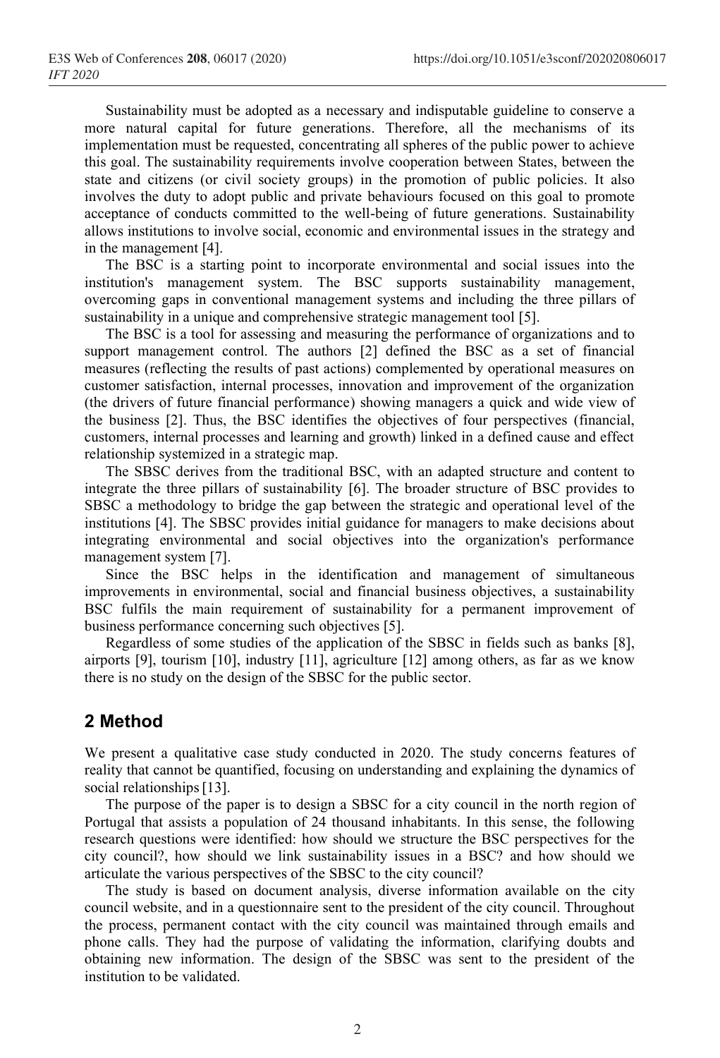Sustainability must be adopted as a necessary and indisputable guideline to conserve a more natural capital for future generations. Therefore, all the mechanisms of its implementation must be requested, concentrating all spheres of the public power to achieve this goal. The sustainability requirements involve cooperation between States, between the state and citizens (or civil society groups) in the promotion of public policies. It also involves the duty to adopt public and private behaviours focused on this goal to promote acceptance of conducts committed to the well-being of future generations. Sustainability allows institutions to involve social, economic and environmental issues in the strategy and in the management [4].

The BSC is a starting point to incorporate environmental and social issues into the institution's management system. The BSC supports sustainability management, overcoming gaps in conventional management systems and including the three pillars of sustainability in a unique and comprehensive strategic management tool [5].

The BSC is a tool for assessing and measuring the performance of organizations and to support management control. The authors [2] defined the BSC as a set of financial measures (reflecting the results of past actions) complemented by operational measures on customer satisfaction, internal processes, innovation and improvement of the organization (the drivers of future financial performance) showing managers a quick and wide view of the business [2]. Thus, the BSC identifies the objectives of four perspectives (financial, customers, internal processes and learning and growth) linked in a defined cause and effect relationship systemized in a strategic map.

The SBSC derives from the traditional BSC, with an adapted structure and content to integrate the three pillars of sustainability [6]. The broader structure of BSC provides to SBSC a methodology to bridge the gap between the strategic and operational level of the institutions [4]. The SBSC provides initial guidance for managers to make decisions about integrating environmental and social objectives into the organization's performance management system [7].

Since the BSC helps in the identification and management of simultaneous improvements in environmental, social and financial business objectives, a sustainability BSC fulfils the main requirement of sustainability for a permanent improvement of business performance concerning such objectives [5].

Regardless of some studies of the application of the SBSC in fields such as banks [8], airports [9], tourism [10], industry [11], agriculture [12] among others, as far as we know there is no study on the design of the SBSC for the public sector.

## 2 Method

We present a qualitative case study conducted in 2020. The study concerns features of reality that cannot be quantified, focusing on understanding and explaining the dynamics of social relationships [13].

The purpose of the paper is to design a SBSC for a city council in the north region of Portugal that assists a population of 24 thousand inhabitants. In this sense, the following research questions were identified: how should we structure the BSC perspectives for the city council?, how should we link sustainability issues in a BSC? and how should we articulate the various perspectives of the SBSC to the city council?

The study is based on document analysis, diverse information available on the city council website, and in a questionnaire sent to the president of the city council. Throughout the process, permanent contact with the city council was maintained through emails and phone calls. They had the purpose of validating the information, clarifying doubts and obtaining new information. The design of the SBSC was sent to the president of the institution to be validated.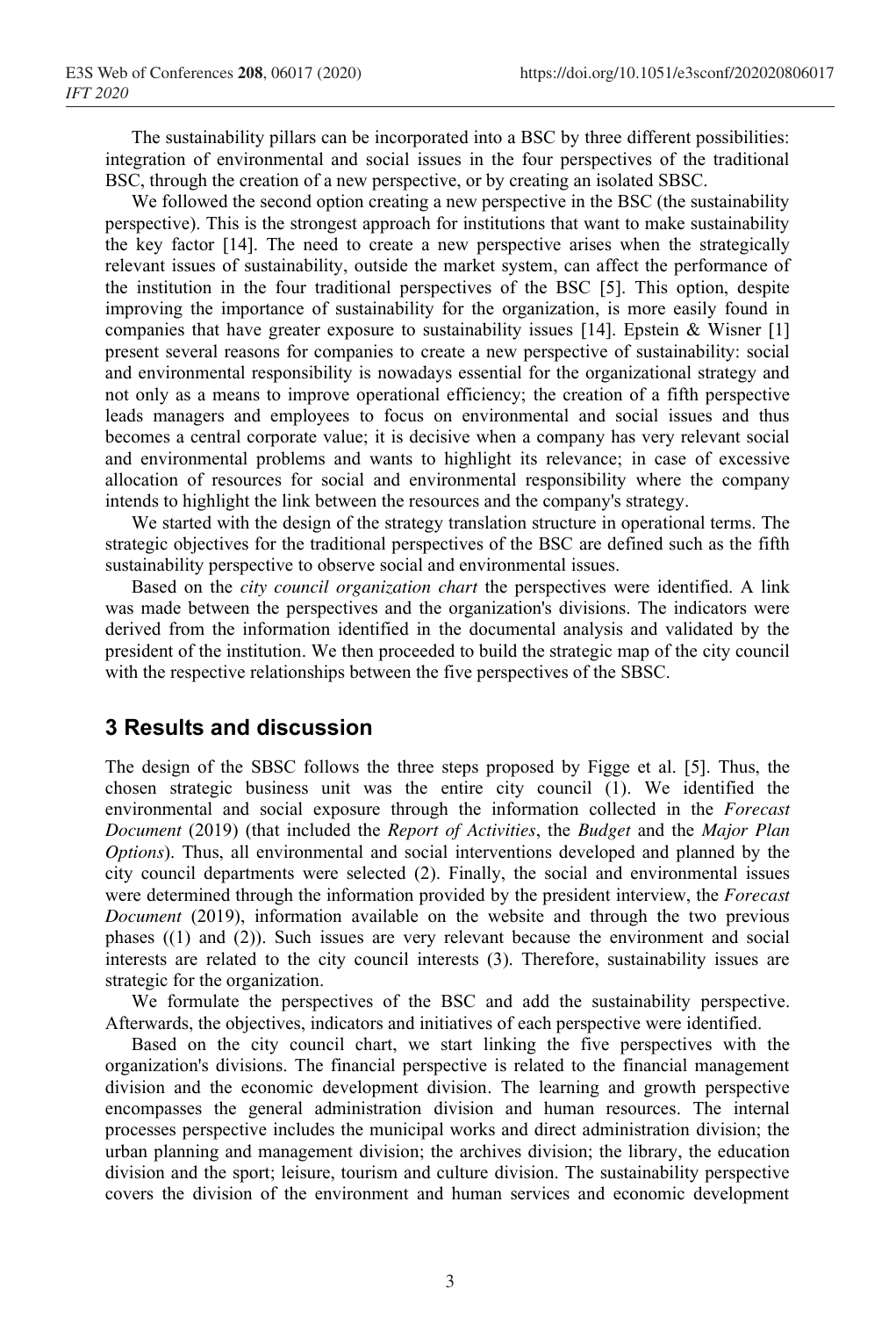The sustainability pillars can be incorporated into a BSC by three different possibilities: integration of environmental and social issues in the four perspectives of the traditional BSC, through the creation of a new perspective, or by creating an isolated SBSC.

We followed the second option creating a new perspective in the BSC (the sustainability perspective). This is the strongest approach for institutions that want to make sustainability the key factor [14]. The need to create a new perspective arises when the strategically relevant issues of sustainability, outside the market system, can affect the performance of the institution in the four traditional perspectives of the BSC [5]. This option, despite improving the importance of sustainability for the organization, is more easily found in companies that have greater exposure to sustainability issues [14]. Epstein & Wisner [1] present several reasons for companies to create a new perspective of sustainability: social and environmental responsibility is nowadays essential for the organizational strategy and not only as a means to improve operational efficiency; the creation of a fifth perspective leads managers and employees to focus on environmental and social issues and thus becomes a central corporate value; it is decisive when a company has very relevant social and environmental problems and wants to highlight its relevance; in case of excessive allocation of resources for social and environmental responsibility where the company intends to highlight the link between the resources and the company's strategy.

We started with the design of the strategy translation structure in operational terms. The strategic objectives for the traditional perspectives of the BSC are defined such as the fifth sustainability perspective to observe social and environmental issues.

Based on the *city council organization chart* the perspectives were identified. A link was made between the perspectives and the organization's divisions. The indicators were derived from the information identified in the documental analysis and validated by the president of the institution. We then proceeded to build the strategic map of the city council with the respective relationships between the five perspectives of the SBSC.

## 3 Results and discussion

The design of the SBSC follows the three steps proposed by Figge et al. [5]. Thus, the chosen strategic business unit was the entire city council (1). We identified the environmental and social exposure through the information collected in the *Forecast Document* (2019) (that included the *Report of Activities*, the *Budget* and the *Major Plan Options*). Thus, all environmental and social interventions developed and planned by the city council departments were selected (2). Finally, the social and environmental issues were determined through the information provided by the president interview, the *Forecast Document* (2019), information available on the website and through the two previous phases ((1) and (2)). Such issues are very relevant because the environment and social interests are related to the city council interests (3). Therefore, sustainability issues are strategic for the organization.

We formulate the perspectives of the BSC and add the sustainability perspective. Afterwards, the objectives, indicators and initiatives of each perspective were identified.

Based on the city council chart, we start linking the five perspectives with the organization's divisions. The financial perspective is related to the financial management division and the economic development division. The learning and growth perspective encompasses the general administration division and human resources. The internal processes perspective includes the municipal works and direct administration division; the urban planning and management division; the archives division; the library, the education division and the sport; leisure, tourism and culture division. The sustainability perspective covers the division of the environment and human services and economic development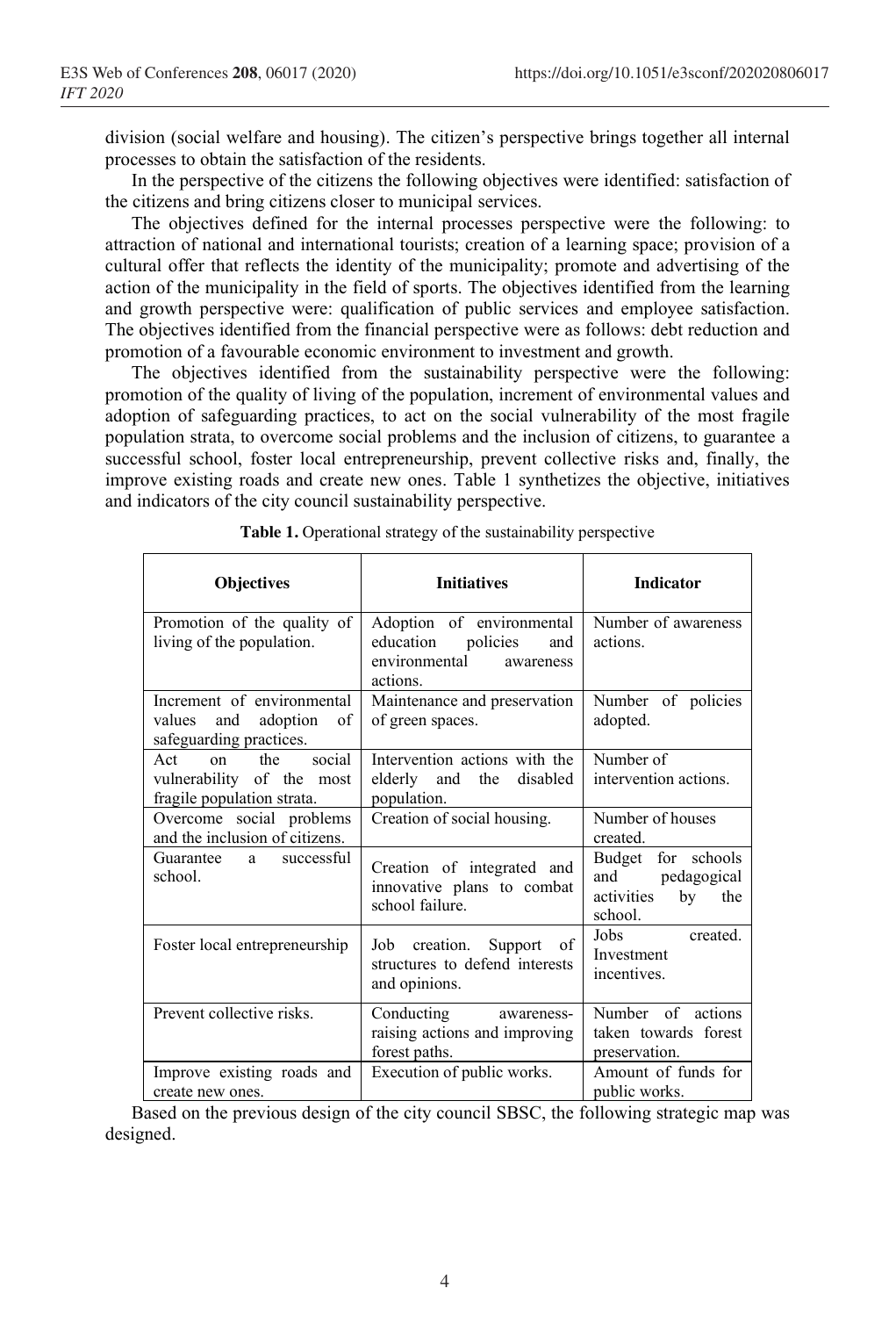division (social welfare and housing). The citizen's perspective brings together all internal processes to obtain the satisfaction of the residents.

In the perspective of the citizens the following objectives were identified: satisfaction of the citizens and bring citizens closer to municipal services.

The objectives defined for the internal processes perspective were the following: to attraction of national and international tourists; creation of a learning space; provision of a cultural offer that reflects the identity of the municipality; promote and advertising of the action of the municipality in the field of sports. The objectives identified from the learning and growth perspective were: qualification of public services and employee satisfaction. The objectives identified from the financial perspective were as follows: debt reduction and promotion of a favourable economic environment to investment and growth.

The objectives identified from the sustainability perspective were the following: promotion of the quality of living of the population, increment of environmental values and adoption of safeguarding practices, to act on the social vulnerability of the most fragile population strata, to overcome social problems and the inclusion of citizens, to guarantee a successful school, foster local entrepreneurship, prevent collective risks and, finally, the improve existing roads and create new ones. Table 1 synthetizes the objective, initiatives and indicators of the city council sustainability perspective.

**Table 1.** Operational strategy of the sustainability perspective

| Objectives | Initiatives | Indicator |
|---|---|---|
| Promotion of the quality of living of the population. | Adoption of environmental education policies and environmental awareness actions. | Number of awareness actions. |
| Increment of environmental values and adoption of safeguarding practices. | Maintenance and preservation of green spaces. | Number of policies adopted. |
| Act on the social vulnerability of the most fragile population strata. | Intervention actions with the elderly and the disabled population. | Number of intervention actions. |
| Overcome social problems and the inclusion of citizens. | Creation of social housing. | Number of houses created. |
| Guarantee a successful school. | Creation of integrated and innovative plans to combat school failure. | Budget for schools and pedagogical activities by the school. |
| Foster local entrepreneurship | Job creation. Support of structures to defend interests and opinions. | Jobs created. Investment incentives. |
| Prevent collective risks. | Conducting awareness-raising actions and improving forest paths. | Number of actions taken towards forest preservation. |
| Improve existing roads and create new ones. | Execution of public works. | Amount of funds for public works. |

Based on the previous design of the city council SBSC, the following strategic map was designed.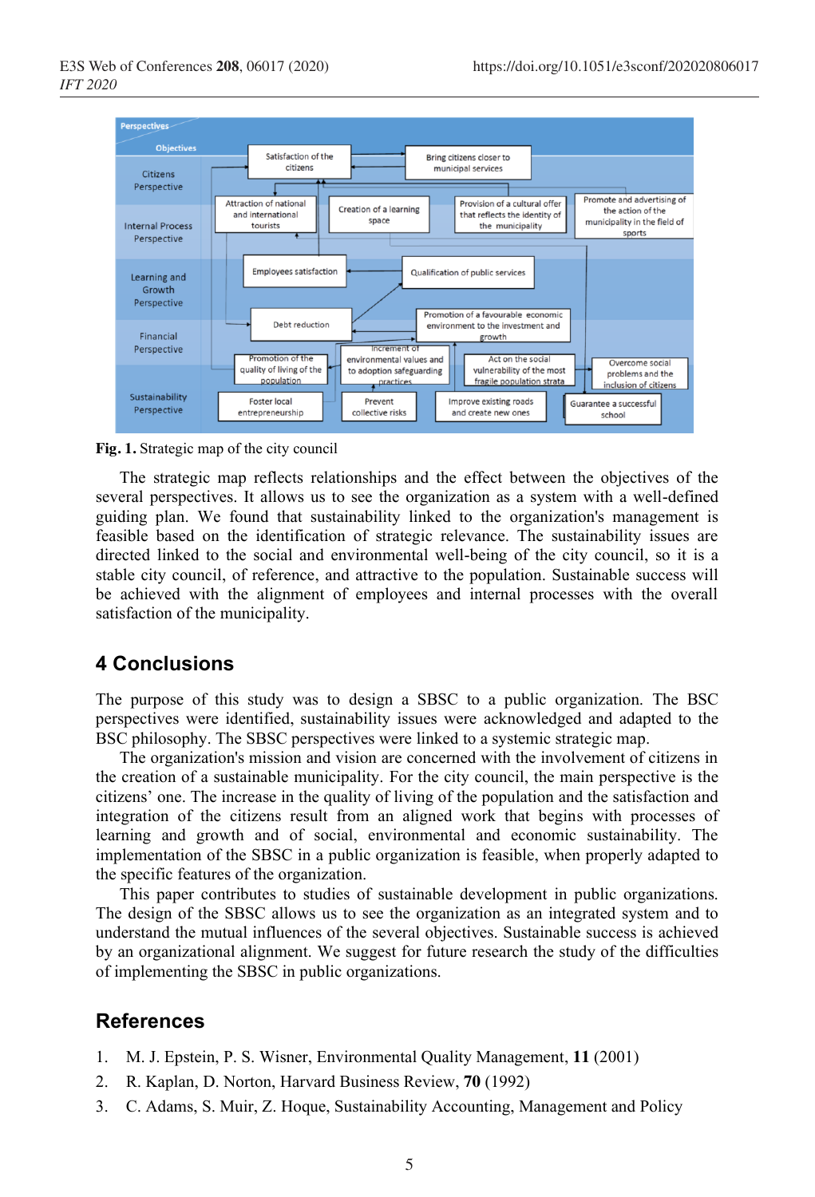**Fig. 1.** Strategic map of the city council

The strategic map reflects relationships and the effect between the objectives of the several perspectives. It allows us to see the organization as a system with a well-defined guiding plan. We found that sustainability linked to the organization's management is feasible based on the identification of strategic relevance. The sustainability issues are directed linked to the social and environmental well-being of the city council, so it is a stable city council, of reference, and attractive to the population. Sustainable success will be achieved with the alignment of employees and internal processes with the overall satisfaction of the municipality.

## 4 Conclusions

The purpose of this study was to design a SBSC to a public organization. The BSC perspectives were identified, sustainability issues were acknowledged and adapted to the BSC philosophy. The SBSC perspectives were linked to a systemic strategic map.

The organization's mission and vision are concerned with the involvement of citizens in the creation of a sustainable municipality. For the city council, the main perspective is the citizens' one. The increase in the quality of living of the population and the satisfaction and integration of the citizens result from an aligned work that begins with processes of learning and growth and of social, environmental and economic sustainability. The implementation of the SBSC in a public organization is feasible, when properly adapted to the specific features of the organization.

This paper contributes to studies of sustainable development in public organizations. The design of the SBSC allows us to see the organization as an integrated system and to understand the mutual influences of the several objectives. Sustainable success is achieved by an organizational alignment. We suggest for future research the study of the difficulties of implementing the SBSC in public organizations.

## References

1. M. J. Epstein, P. S. Wisner, Environmental Quality Management, **11** (2001)
2. R. Kaplan, D. Norton, Harvard Business Review, **70** (1992)
3. C. Adams, S. Muir, Z. Hoque, Sustainability Accounting, Management and Policy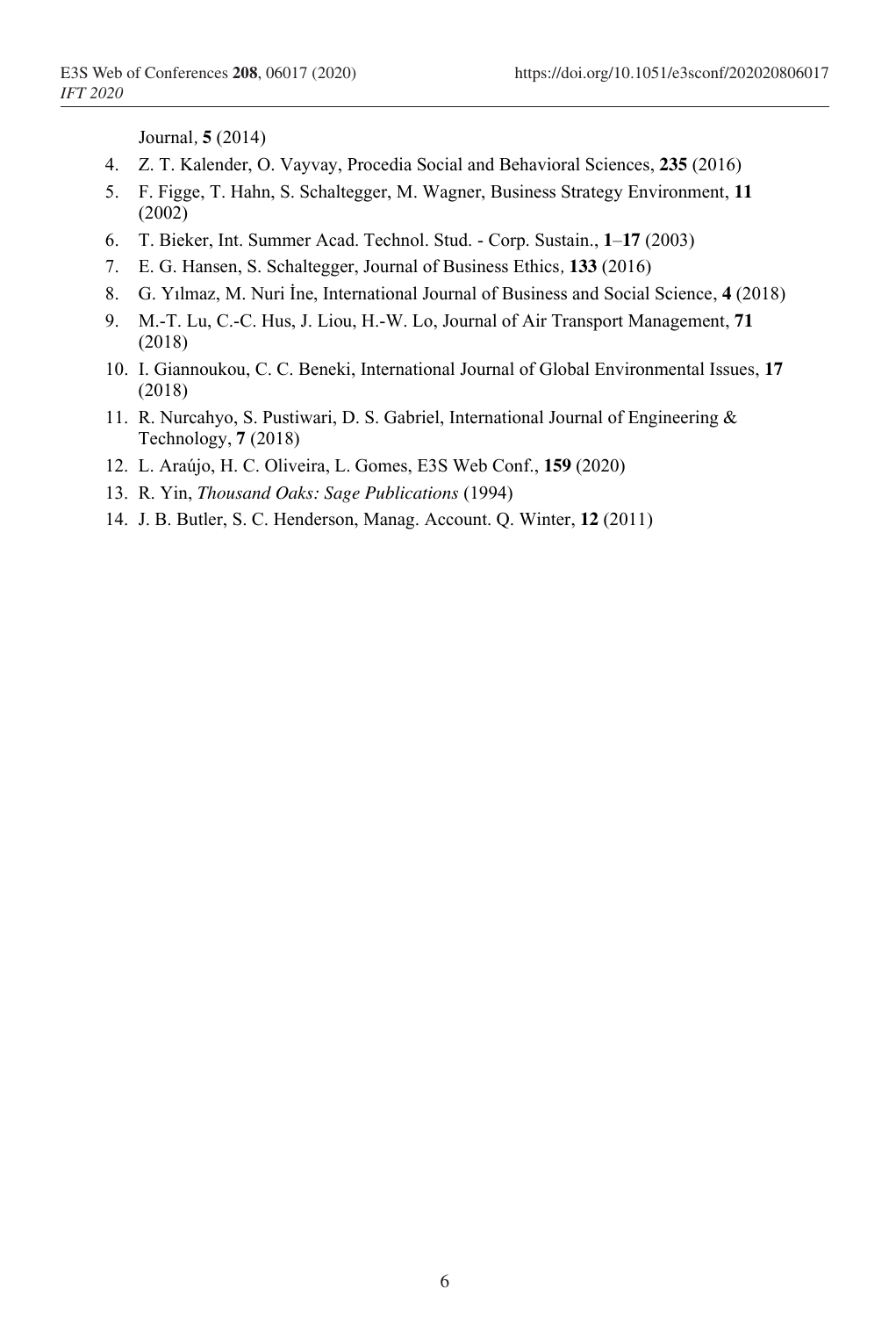Journal, **5** (2014)

4. Z. T. Kalender, O. Vayvay, Procedia Social and Behavioral Sciences, **235** (2016)
5. F. Figge, T. Hahn, S. Schaltegger, M. Wagner, Business Strategy Environment, **11** (2002)
6. T. Bieker, Int. Summer Acad. Technol. Stud. - Corp. Sustain., **1**–**17** (2003)
7. E. G. Hansen, S. Schaltegger, Journal of Business Ethics, **133** (2016)
8. G. Yılmaz, M. Nuri İne, International Journal of Business and Social Science, **4** (2018)
9. M.-T. Lu, C.-C. Hus, J. Liou, H.-W. Lo, Journal of Air Transport Management, **71** (2018)
10. I. Giannoukou, C. C. Beneki, International Journal of Global Environmental Issues, **17** (2018)
11. R. Nurcahyo, S. Pustiwari, D. S. Gabriel, International Journal of Engineering & Technology, **7** (2018)
12. L. Araújo, H. C. Oliveira, L. Gomes, E3S Web Conf., **159** (2020)
13. R. Yin, *Thousand Oaks: Sage Publications* (1994)
14. J. B. Butler, S. C. Henderson, Manag. Account. Q. Winter, **12** (2011)